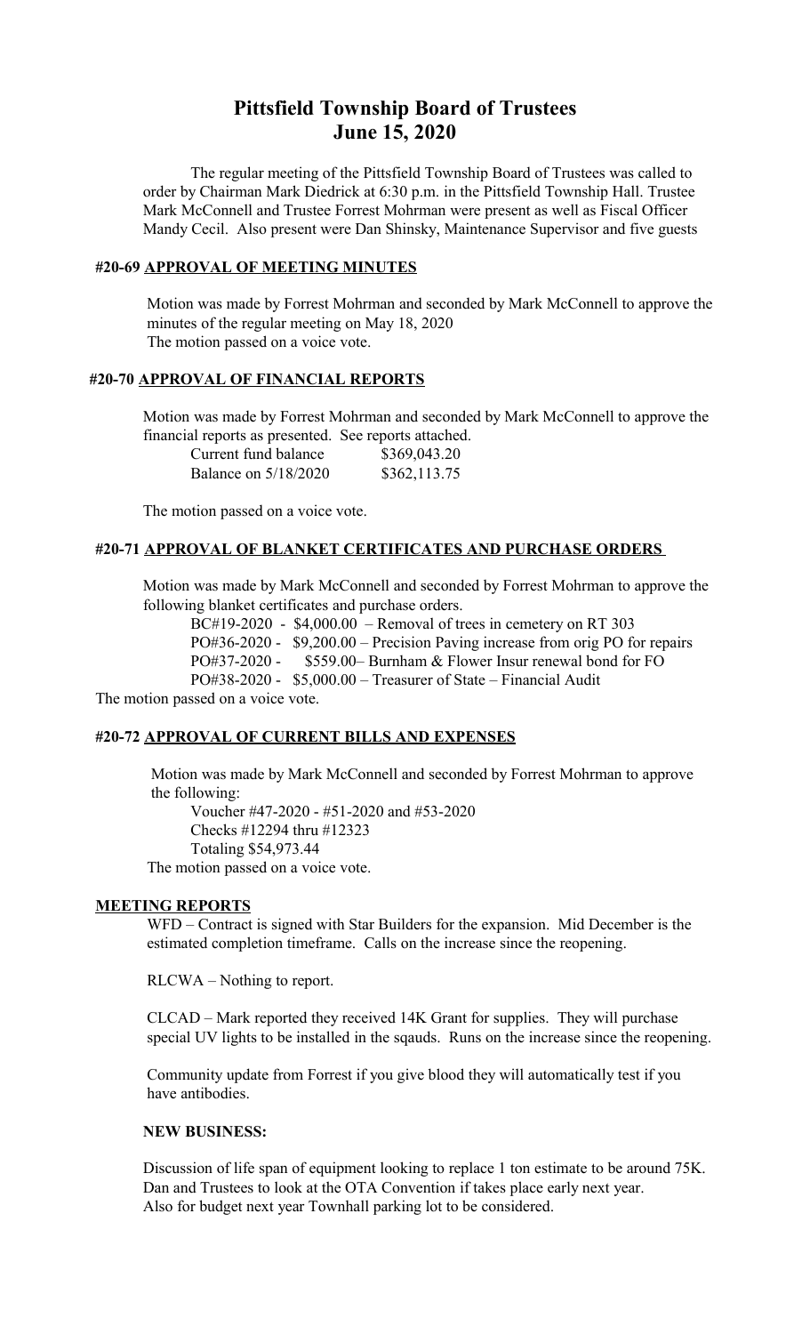# Pittsfield Township Board of Trustees
# June 15, 2020

The regular meeting of the Pittsfield Township Board of Trustees was called to order by Chairman Mark Diedrick at 6:30 p.m. in the Pittsfield Township Hall. Trustee Mark McConnell and Trustee Forrest Mohrman were present as well as Fiscal Officer Mandy Cecil. Also present were Dan Shinsky, Maintenance Supervisor and five guests

## #20-69 APPROVAL OF MEETING MINUTES

Motion was made by Forrest Mohrman and seconded by Mark McConnell to approve the minutes of the regular meeting on May 18, 2020
The motion passed on a voice vote.

## #20-70 APPROVAL OF FINANCIAL REPORTS

Motion was made by Forrest Mohrman and seconded by Mark McConnell to approve the financial reports as presented. See reports attached.

| | |
|---|---|
| Current fund balance | $369,043.20 |
| Balance on 5/18/2020 | $362,113.75 |

The motion passed on a voice vote.

## #20-71 APPROVAL OF BLANKET CERTIFICATES AND PURCHASE ORDERS

Motion was made by Mark McConnell and seconded by Forrest Mohrman to approve the following blanket certificates and purchase orders.

BC#19-2020 - $4,000.00 – Removal of trees in cemetery on RT 303
PO#36-2020 - $9,200.00 – Precision Paving increase from orig PO for repairs
PO#37-2020 - $559.00– Burnham & Flower Insur renewal bond for FO
PO#38-2020 - $5,000.00 – Treasurer of State – Financial Audit

The motion passed on a voice vote.

## #20-72 APPROVAL OF CURRENT BILLS AND EXPENSES

Motion was made by Mark McConnell and seconded by Forrest Mohrman to approve the following:

Voucher #47-2020 - #51-2020 and #53-2020
Checks #12294 thru #12323
Totaling $54,973.44

The motion passed on a voice vote.

## MEETING REPORTS

WFD – Contract is signed with Star Builders for the expansion. Mid December is the estimated completion timeframe. Calls on the increase since the reopening.

RLCWA – Nothing to report.

CLCAD – Mark reported they received 14K Grant for supplies. They will purchase special UV lights to be installed in the sqauds. Runs on the increase since the reopening.

Community update from Forrest if you give blood they will automatically test if you have antibodies.

### NEW BUSINESS:

Discussion of life span of equipment looking to replace 1 ton estimate to be around 75K. Dan and Trustees to look at the OTA Convention if takes place early next year.
Also for budget next year Townhall parking lot to be considered.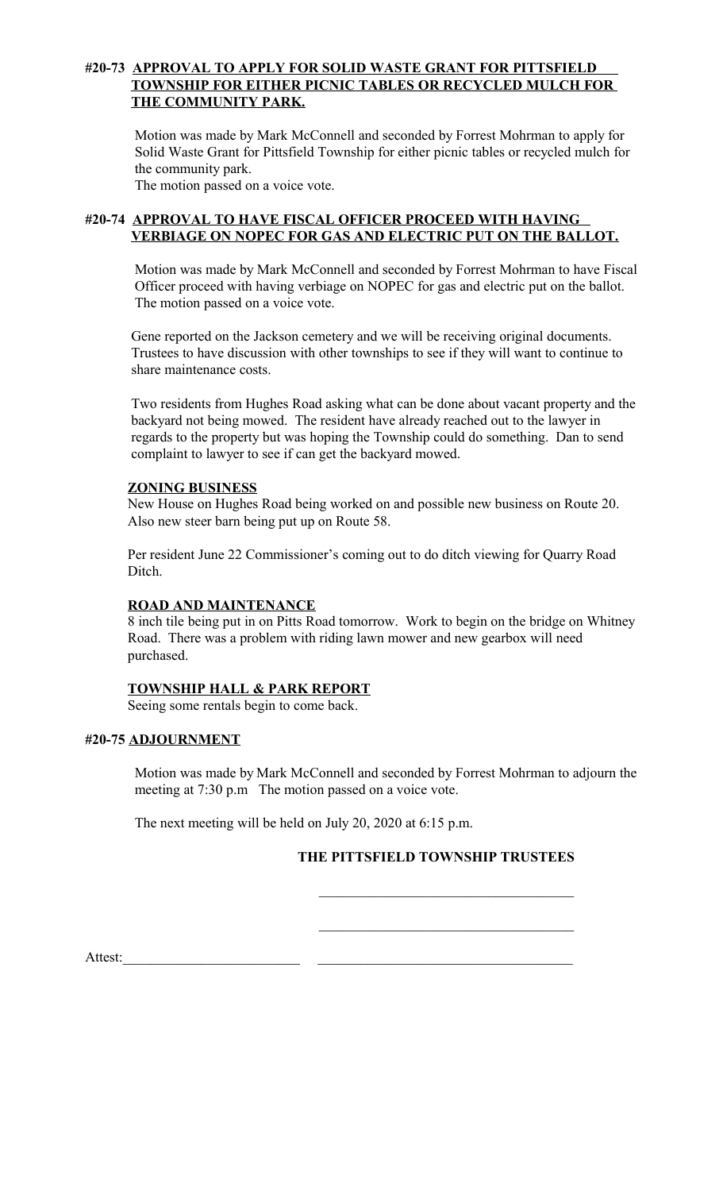#### **#20-73 APPROVAL TO APPLY FOR SOLID WASTE GRANT FOR PITTSFIELD TOWNSHIP FOR EITHER PICNIC TABLES OR RECYCLED MULCH FOR THE COMMUNITY PARK.**

Motion was made by Mark McConnell and seconded by Forrest Mohrman to apply for Solid Waste Grant for Pittsfield Township for either picnic tables or recycled mulch for the community park.
The motion passed on a voice vote.

#### **#20-74 APPROVAL TO HAVE FISCAL OFFICER PROCEED WITH HAVING VERBIAGE ON NOPEC FOR GAS AND ELECTRIC PUT ON THE BALLOT.**

Motion was made by Mark McConnell and seconded by Forrest Mohrman to have Fiscal Officer proceed with having verbiage on NOPEC for gas and electric put on the ballot.
The motion passed on a voice vote.

Gene reported on the Jackson cemetery and we will be receiving original documents. Trustees to have discussion with other townships to see if they will want to continue to share maintenance costs.

Two residents from Hughes Road asking what can be done about vacant property and the backyard not being mowed. The resident have already reached out to the lawyer in regards to the property but was hoping the Township could do something. Dan to send complaint to lawyer to see if can get the backyard mowed.

**ZONING BUSINESS**

New House on Hughes Road being worked on and possible new business on Route 20. Also new steer barn being put up on Route 58.

Per resident June 22 Commissioner's coming out to do ditch viewing for Quarry Road Ditch.

**ROAD AND MAINTENANCE**

8 inch tile being put in on Pitts Road tomorrow. Work to begin on the bridge on Whitney Road. There was a problem with riding lawn mower and new gearbox will need purchased.

**TOWNSHIP HALL & PARK REPORT**

Seeing some rentals begin to come back.

#### **#20-75 ADJOURNMENT**

Motion was made by Mark McConnell and seconded by Forrest Mohrman to adjourn the meeting at 7:30 p.m The motion passed on a voice vote.

The next meeting will be held on July 20, 2020 at 6:15 p.m.

**THE PITTSFIELD TOWNSHIP TRUSTEES**

\_\_\_\_\_\_\_\_\_\_\_\_\_\_\_\_\_\_\_\_\_\_\_\_\_\_\_\_\_\_\_\_\_\_\_

\_\_\_\_\_\_\_\_\_\_\_\_\_\_\_\_\_\_\_\_\_\_\_\_\_\_\_\_\_\_\_\_\_\_\_

Attest:\_\_\_\_\_\_\_\_\_\_\_\_\_\_\_\_\_\_\_\_\_\_\_\_\_ \_\_\_\_\_\_\_\_\_\_\_\_\_\_\_\_\_\_\_\_\_\_\_\_\_\_\_\_\_\_\_\_\_\_\_